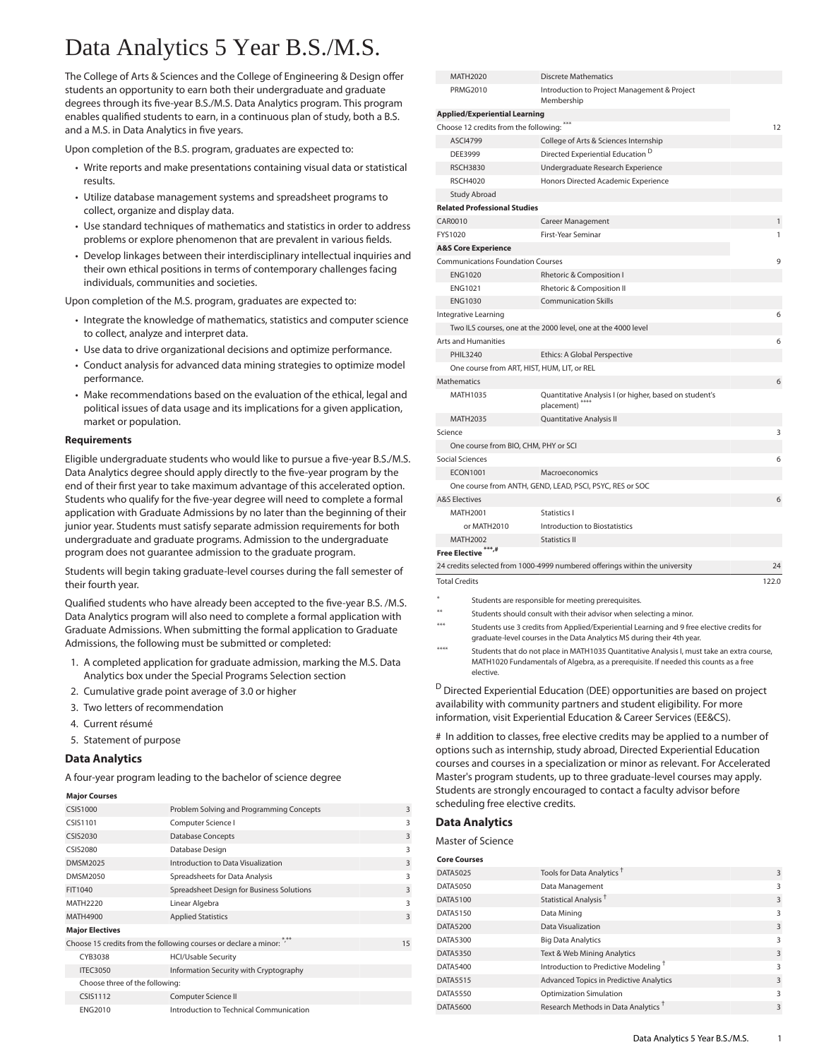# Data Analytics 5 Year B.S./M.S.

The College of Arts & Sciences and the College of Engineering & Design offer students an opportunity to earn both their undergraduate and graduate degrees through its five-year B.S./M.S. Data Analytics program. This program enables qualified students to earn, in a continuous plan of study, both a B.S. and a M.S. in Data Analytics in five years.

Upon completion of the B.S. program, graduates are expected to:

- Write reports and make presentations containing visual data or statistical results.
- Utilize database management systems and spreadsheet programs to collect, organize and display data.
- Use standard techniques of mathematics and statistics in order to address problems or explore phenomenon that are prevalent in various fields.
- Develop linkages between their interdisciplinary intellectual inquiries and their own ethical positions in terms of contemporary challenges facing individuals, communities and societies.

Upon completion of the M.S. program, graduates are expected to:

- Integrate the knowledge of mathematics, statistics and computer science to collect, analyze and interpret data.
- Use data to drive organizational decisions and optimize performance.
- Conduct analysis for advanced data mining strategies to optimize model performance.
- Make recommendations based on the evaluation of the ethical, legal and political issues of data usage and its implications for a given application, market or population.

### Requirements

Eligible undergraduate students who would like to pursue a five-year B.S./M.S. Data Analytics degree should apply directly to the five-year program by the end of their first year to take maximum advantage of this accelerated option. Students who qualify for the five-year degree will need to complete a formal application with Graduate Admissions by no later than the beginning of their junior year. Students must satisfy separate admission requirements for both undergraduate and graduate programs. Admission to the undergraduate program does not guarantee admission to the graduate program.

Students will begin taking graduate-level courses during the fall semester of their fourth year.

Qualified students who have already been accepted to the five-year B.S. /M.S. Data Analytics program will also need to complete a formal application with Graduate Admissions. When submitting the formal application to Graduate Admissions, the following must be submitted or completed:

1. A completed application for graduate admission, marking the M.S. Data Analytics box under the Special Programs Selection section
2. Cumulative grade point average of 3.0 or higher
3. Two letters of recommendation
4. Current résumé
5. Statement of purpose

### Data Analytics

A four-year program leading to the bachelor of science degree

| | | |
|---|---|---|
| **Major Courses** | | |
| CSIS1000 | Problem Solving and Programming Concepts | 3 |
| CSIS1101 | Computer Science I | 3 |
| CSIS2030 | Database Concepts | 3 |
| CSIS2080 | Database Design | 3 |
| DMSM2025 | Introduction to Data Visualization | 3 |
| DMSM2050 | Spreadsheets for Data Analysis | 3 |
| FIT1040 | Spreadsheet Design for Business Solutions | 3 |
| MATH2220 | Linear Algebra | 3 |
| MATH4900 | Applied Statistics | 3 |
| **Major Electives** | | |
| Choose 15 credits from the following courses or declare a minor: *,** | | 15 |
| CYB3038 | HCI/Usable Security | |
| ITEC3050 | Information Security with Cryptography | |
| Choose three of the following: | | |
| CSIS1112 | Computer Science II | |
| ENG2010 | Introduction to Technical Communication | |
| MATH2020 | Discrete Mathematics | |
| PRMG2010 | Introduction to Project Management & Project Membership | |
| **Applied/Experiential Learning** | | |
| Choose 12 credits from the following: *** | | 12 |
| ASCI4799 | College of Arts & Sciences Internship | |
| DEE3999 | Directed Experiential Education [D] | |
| RSCH3830 | Undergraduate Research Experience | |
| RSCH4020 | Honors Directed Academic Experience | |
| Study Abroad | | |
| **Related Professional Studies** | | |
| CAR0010 | Career Management | 1 |
| FYS1020 | First-Year Seminar | 1 |
| **A&S Core Experience** | | |
| Communications Foundation Courses | | 9 |
| ENG1020 | Rhetoric & Composition I | |
| ENG1021 | Rhetoric & Composition II | |
| ENG1030 | Communication Skills | |
| Integrative Learning | | 6 |
| Two ILS courses, one at the 2000 level, one at the 4000 level | | |
| Arts and Humanities | | 6 |
| PHIL3240 | Ethics: A Global Perspective | |
| One course from ART, HIST, HUM, LIT, or REL | | |
| Mathematics | | 6 |
| MATH1035 | Quantitative Analysis I (or higher, based on student's placement) **** | |
| MATH2035 | Quantitative Analysis II | |
| Science | | 3 |
| One course from BIO, CHM, PHY or SCI | | |
| Social Sciences | | 6 |
| ECON1001 | Macroeconomics | |
| One course from ANTH, GEND, LEAD, PSCI, PSYC, RES or SOC | | |
| A&S Electives | | 6 |
| MATH2001 | Statistics I | |
| or MATH2010 | Introduction to Biostatistics | |
| MATH2002 | Statistics II | |
| **Free Elective** ***,# | | |
| 24 credits selected from 1000-4999 numbered offerings within the university | | 24 |
| Total Credits | | 122.0 |

\* Students are responsible for meeting prerequisites.

\*\* Students should consult with their advisor when selecting a minor.

\*\*\* Students use 3 credits from Applied/Experiential Learning and 9 free elective credits for graduate-level courses in the Data Analytics MS during their 4th year.

\*\*\*\* Students that do not place in MATH1035 Quantitative Analysis I, must take an extra course, MATH1020 Fundamentals of Algebra, as a prerequisite. If needed this counts as a free elective.

[D] Directed Experiential Education (DEE) opportunities are based on project availability with community partners and student eligibility. For more information, visit Experiential Education & Career Services (EE&CS).

\# In addition to classes, free elective credits may be applied to a number of options such as internship, study abroad, Directed Experiential Education courses and courses in a specialization or minor as relevant. For Accelerated Master's program students, up to three graduate-level courses may apply. Students are strongly encouraged to contact a faculty advisor before scheduling free elective credits.

### Data Analytics

Master of Science

| | | |
|---|---|---|
| **Core Courses** | | |
| DATA5025 | Tools for Data Analytics † | 3 |
| DATA5050 | Data Management | 3 |
| DATA5100 | Statistical Analysis † | 3 |
| DATA5150 | Data Mining | 3 |
| DATA5200 | Data Visualization | 3 |
| DATA5300 | Big Data Analytics | 3 |
| DATA5350 | Text & Web Mining Analytics | 3 |
| DATA5400 | Introduction to Predictive Modeling † | 3 |
| DATA5515 | Advanced Topics in Predictive Analytics | 3 |
| DATA5550 | Optimization Simulation | 3 |
| DATA5600 | Research Methods in Data Analytics † | 3 |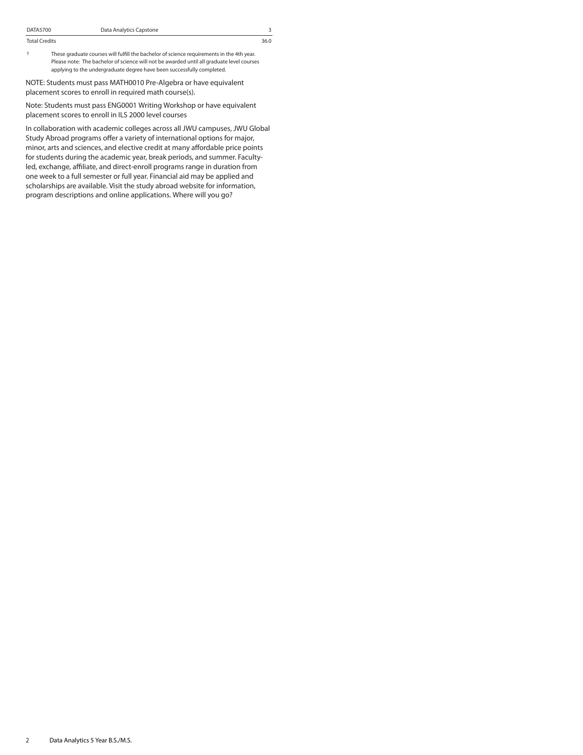| | | |
|---|---|---|
| DATA5700 | Data Analytics Capstone | 3 |
| Total Credits | | 36.0 |

† These graduate courses will fulfill the bachelor of science requirements in the 4th year. Please note: The bachelor of science will not be awarded until all graduate level courses applying to the undergraduate degree have been successfully completed.

NOTE: Students must pass MATH0010 Pre-Algebra or have equivalent placement scores to enroll in required math course(s).

Note: Students must pass ENG0001 Writing Workshop or have equivalent placement scores to enroll in ILS 2000 level courses

In collaboration with academic colleges across all JWU campuses, JWU Global Study Abroad programs offer a variety of international options for major, minor, arts and sciences, and elective credit at many affordable price points for students during the academic year, break periods, and summer. Faculty-led, exchange, affiliate, and direct-enroll programs range in duration from one week to a full semester or full year. Financial aid may be applied and scholarships are available. Visit the study abroad website for information, program descriptions and online applications. Where will you go?